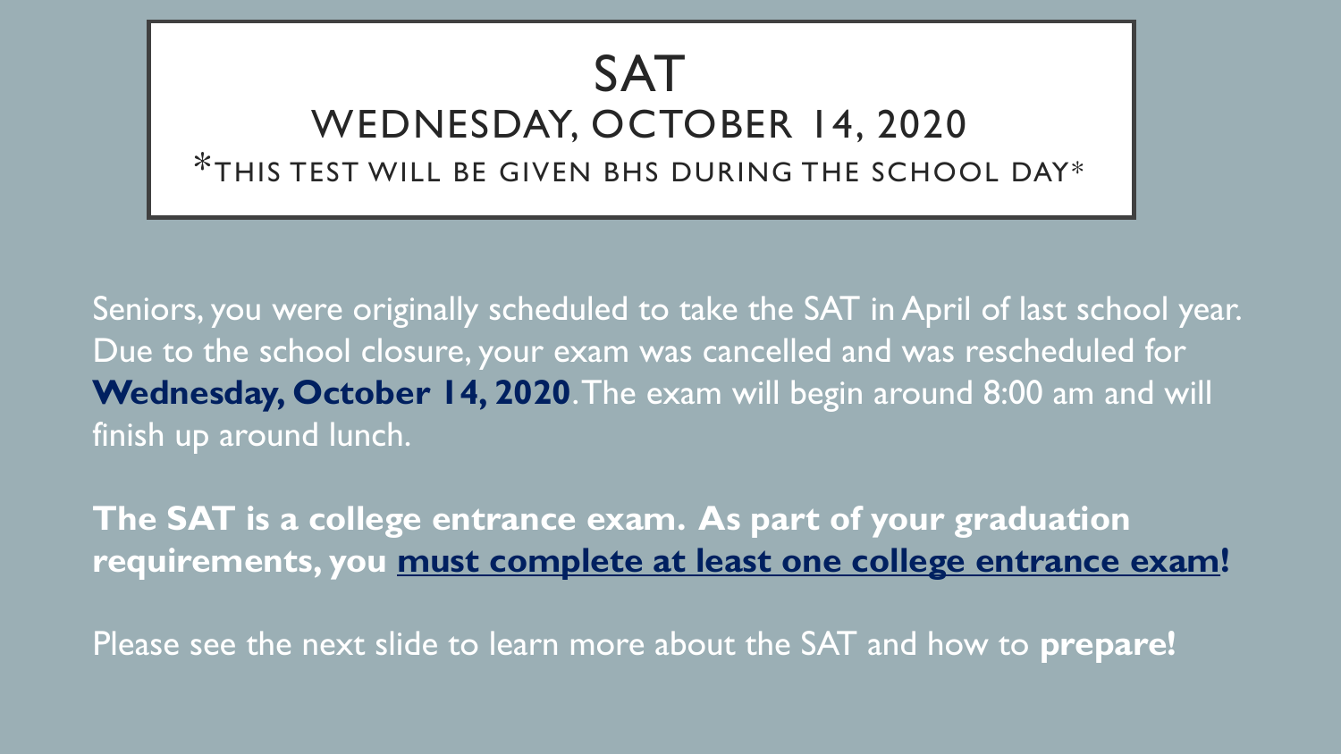# SAT

## WEDNESDAY, OCTOBER 14, 2020

*THIS TEST WILL BE GIVEN BHS DURING THE SCHOOL DAY*

Seniors, you were originally scheduled to take the SAT in April of last school year. Due to the school closure, your exam was cancelled and was rescheduled for **Wednesday, October 14, 2020**. The exam will begin around 8:00 am and will finish up around lunch.

**The SAT is a college entrance exam. As part of your graduation requirements, you <u>must complete at least one college entrance exam</u>!**

Please see the next slide to learn more about the SAT and how to **prepare!**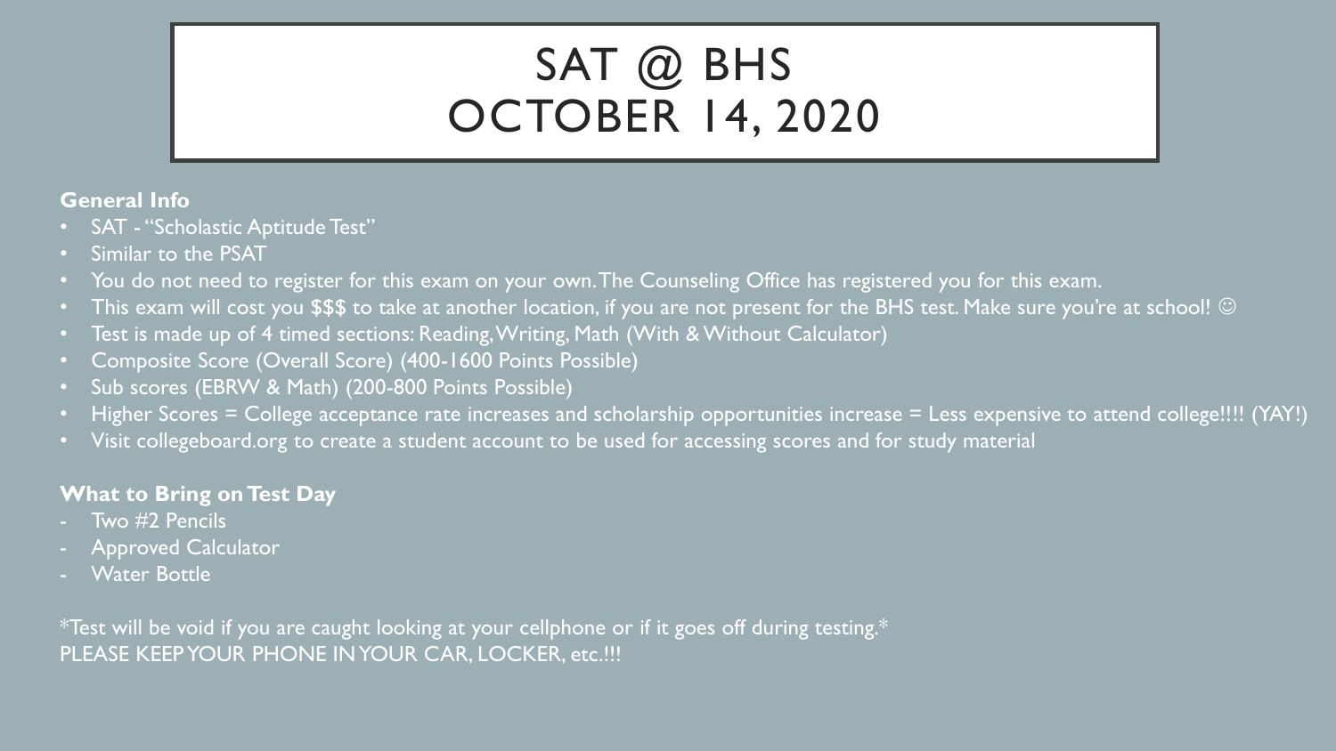# SAT @ BHS
# OCTOBER 14, 2020

**General Info**

- SAT - "Scholastic Aptitude Test"
- Similar to the PSAT
- You do not need to register for this exam on your own. The Counseling Office has registered you for this exam.
- This exam will cost you $$$ to take at another location, if you are not present for the BHS test. Make sure you're at school! ☺
- Test is made up of 4 timed sections: Reading, Writing, Math (With & Without Calculator)
- Composite Score (Overall Score) (400-1600 Points Possible)
- Sub scores (EBRW & Math) (200-800 Points Possible)
- Higher Scores = College acceptance rate increases and scholarship opportunities increase = Less expensive to attend college!!!! (YAY!)
- Visit collegeboard.org to create a student account to be used for accessing scores and for study material

**What to Bring on Test Day**

- Two #2 Pencils
- Approved Calculator
- Water Bottle

*Test will be void if you are caught looking at your cellphone or if it goes off during testing.*
PLEASE KEEP YOUR PHONE IN YOUR CAR, LOCKER, etc.!!!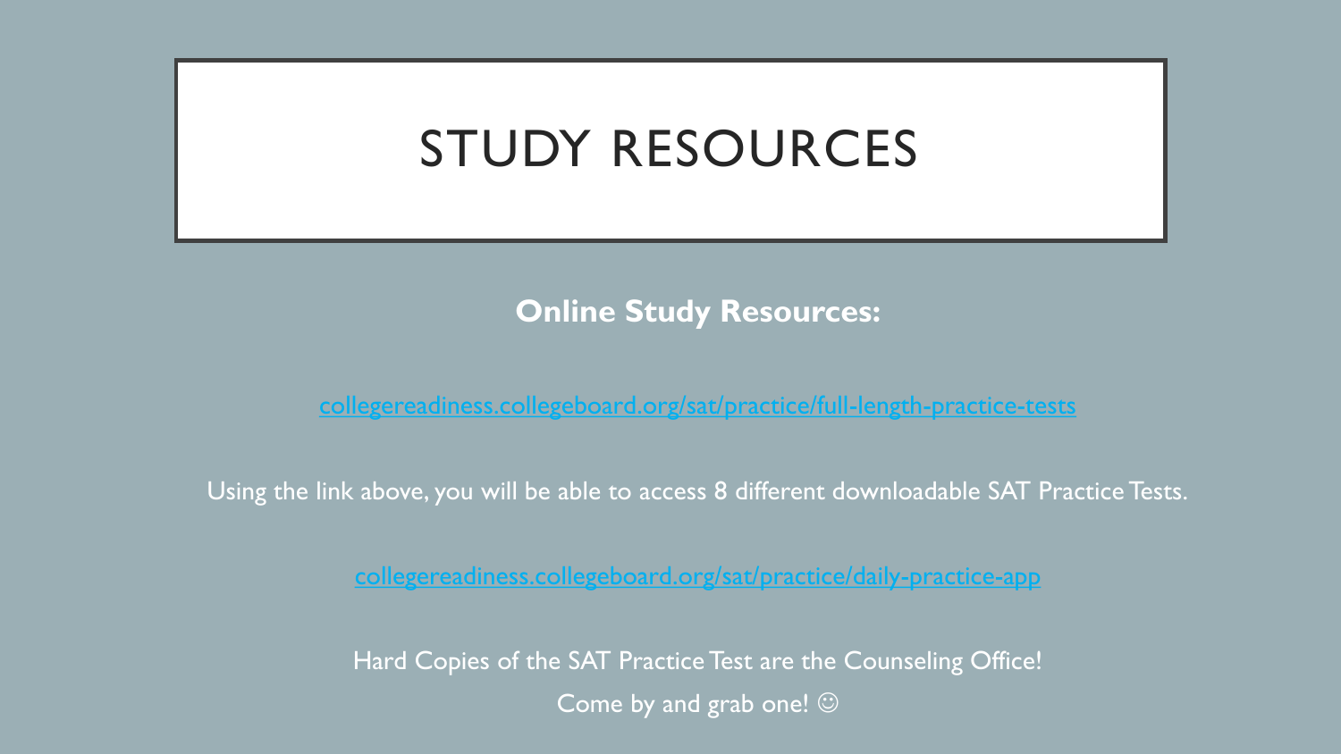# STUDY RESOURCES

**Online Study Resources:**

collegereadiness.collegeboard.org/sat/practice/full-length-practice-tests

Using the link above, you will be able to access 8 different downloadable SAT Practice Tests.

collegereadiness.collegeboard.org/sat/practice/daily-practice-app

Hard Copies of the SAT Practice Test are the Counseling Office!

Come by and grab one! ☺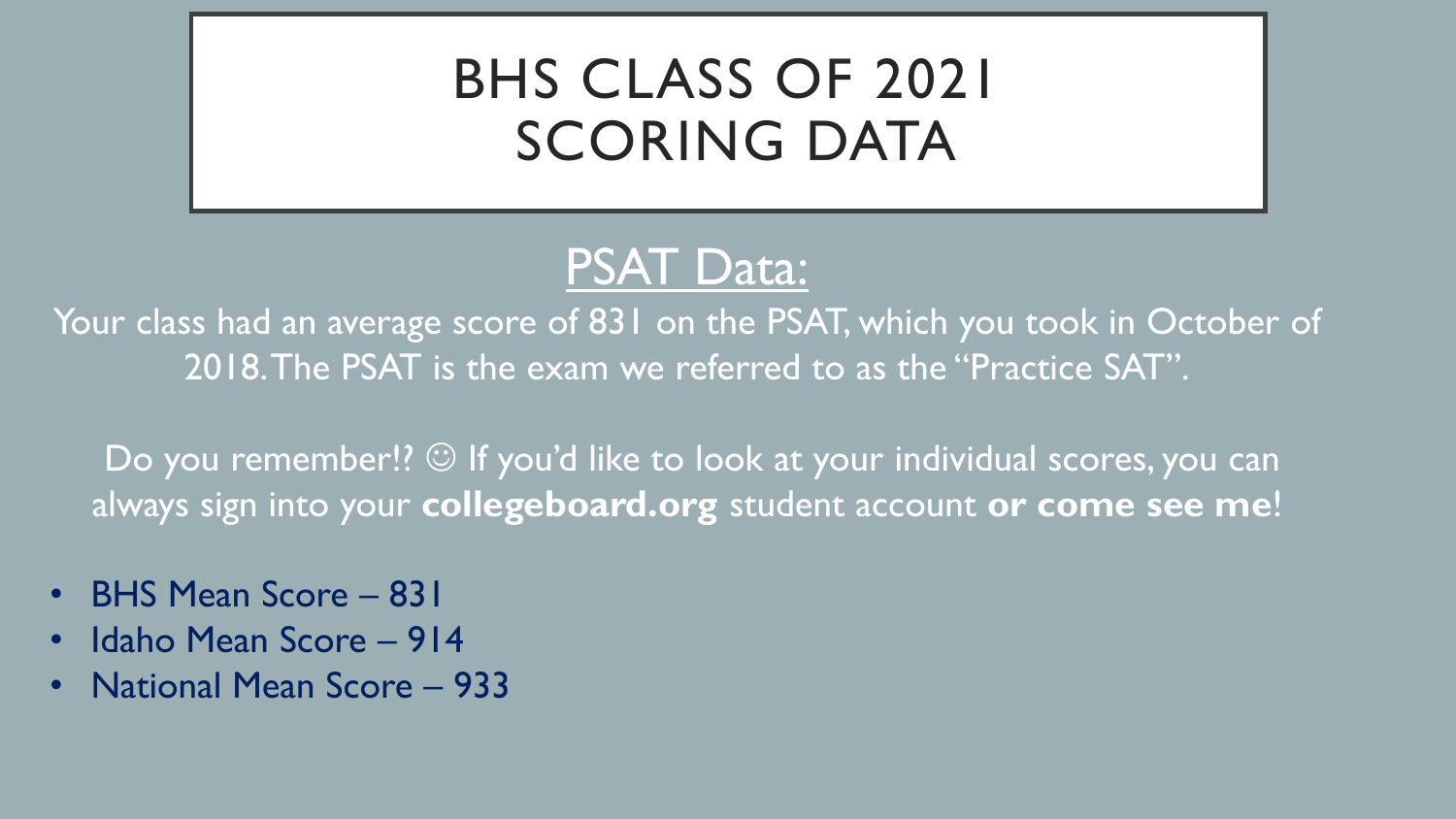# BHS CLASS OF 2021 SCORING DATA

## PSAT Data:

Your class had an average score of 831 on the PSAT, which you took in October of 2018. The PSAT is the exam we referred to as the "Practice SAT".

Do you remember!? ☺ If you'd like to look at your individual scores, you can always sign into your **collegeboard.org** student account **or come see me**!

- BHS Mean Score – 831
- Idaho Mean Score – 914
- National Mean Score – 933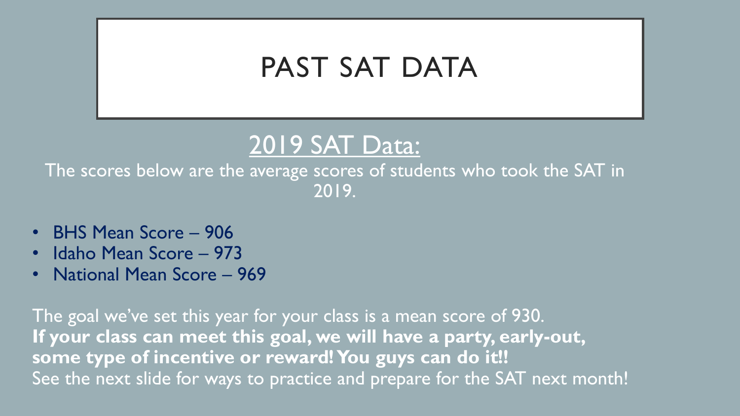# PAST SAT DATA

## 2019 SAT Data:

The scores below are the average scores of students who took the SAT in 2019.

- BHS Mean Score – 906
- Idaho Mean Score – 973
- National Mean Score – 969

The goal we've set this year for your class is a mean score of 930.
**If your class can meet this goal, we will have a party, early-out, some type of incentive or reward! You guys can do it!!**
See the next slide for ways to practice and prepare for the SAT next month!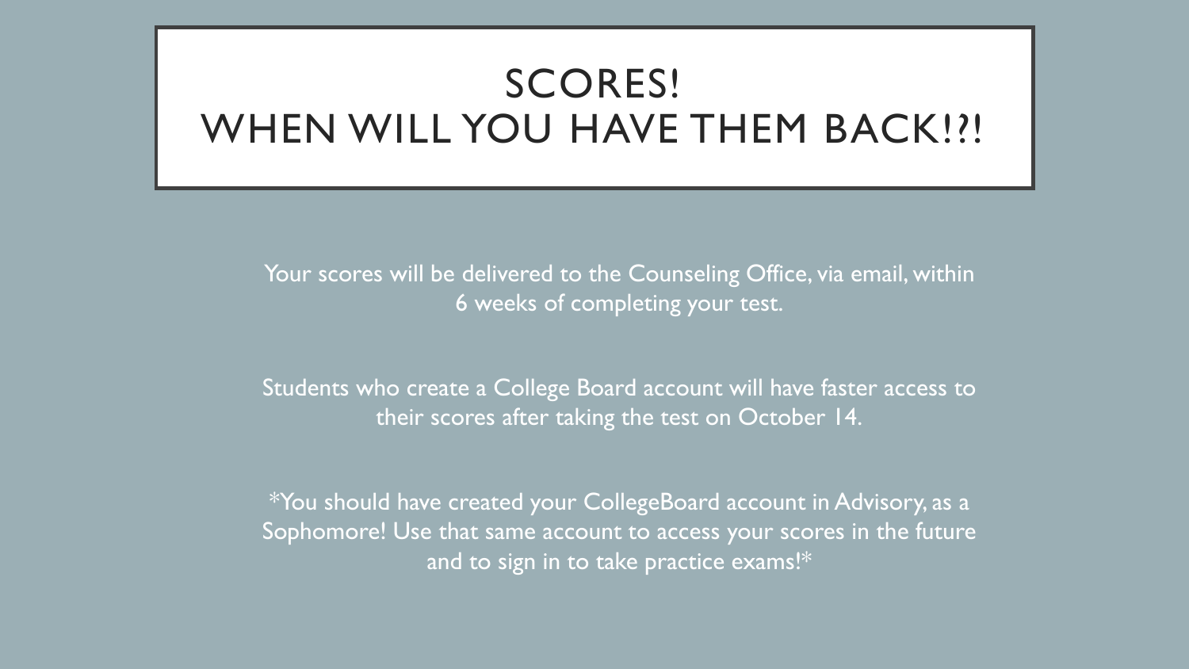# SCORES! WHEN WILL YOU HAVE THEM BACK!?!

Your scores will be delivered to the Counseling Office, via email, within 6 weeks of completing your test.

Students who create a College Board account will have faster access to their scores after taking the test on October 14.

*You should have created your CollegeBoard account in Advisory, as a Sophomore! Use that same account to access your scores in the future and to sign in to take practice exams!*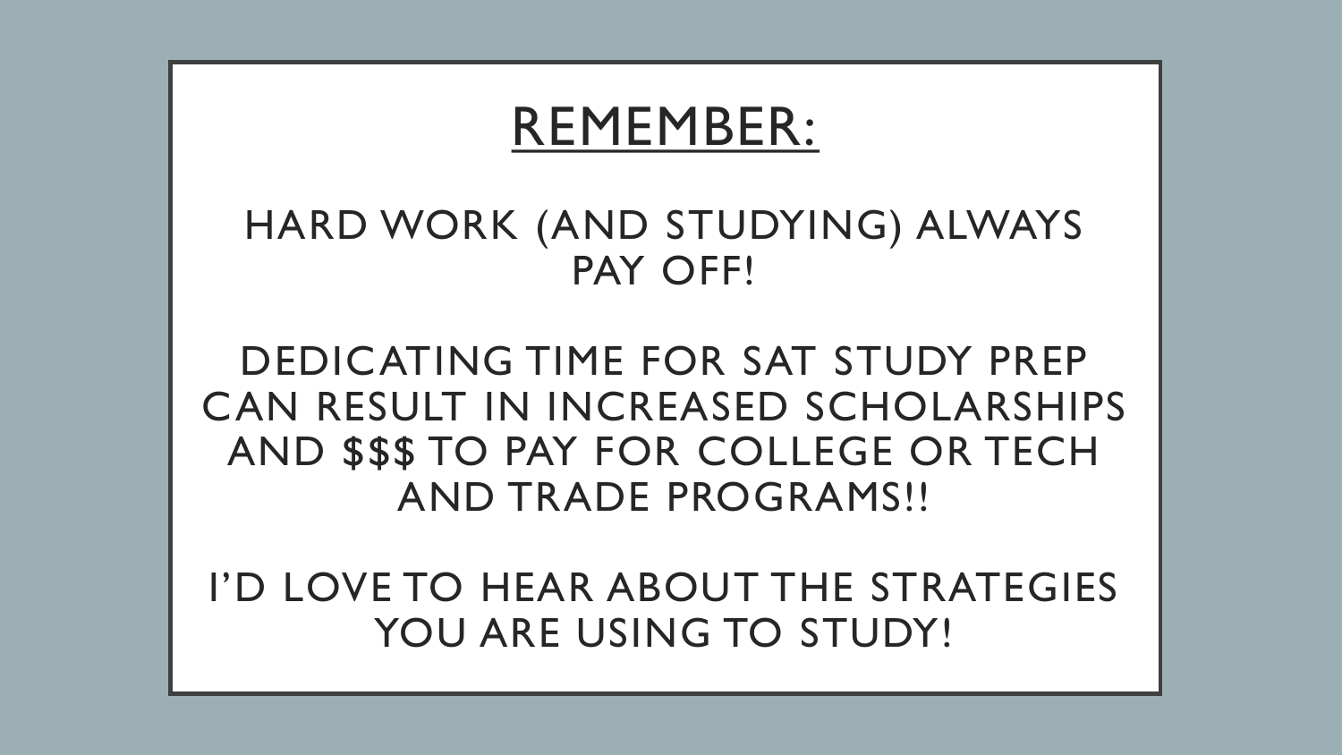# REMEMBER:

HARD WORK (AND STUDYING) ALWAYS PAY OFF!

DEDICATING TIME FOR SAT STUDY PREP CAN RESULT IN INCREASED SCHOLARSHIPS AND $$$ TO PAY FOR COLLEGE OR TECH AND TRADE PROGRAMS!!

I'D LOVE TO HEAR ABOUT THE STRATEGIES YOU ARE USING TO STUDY!